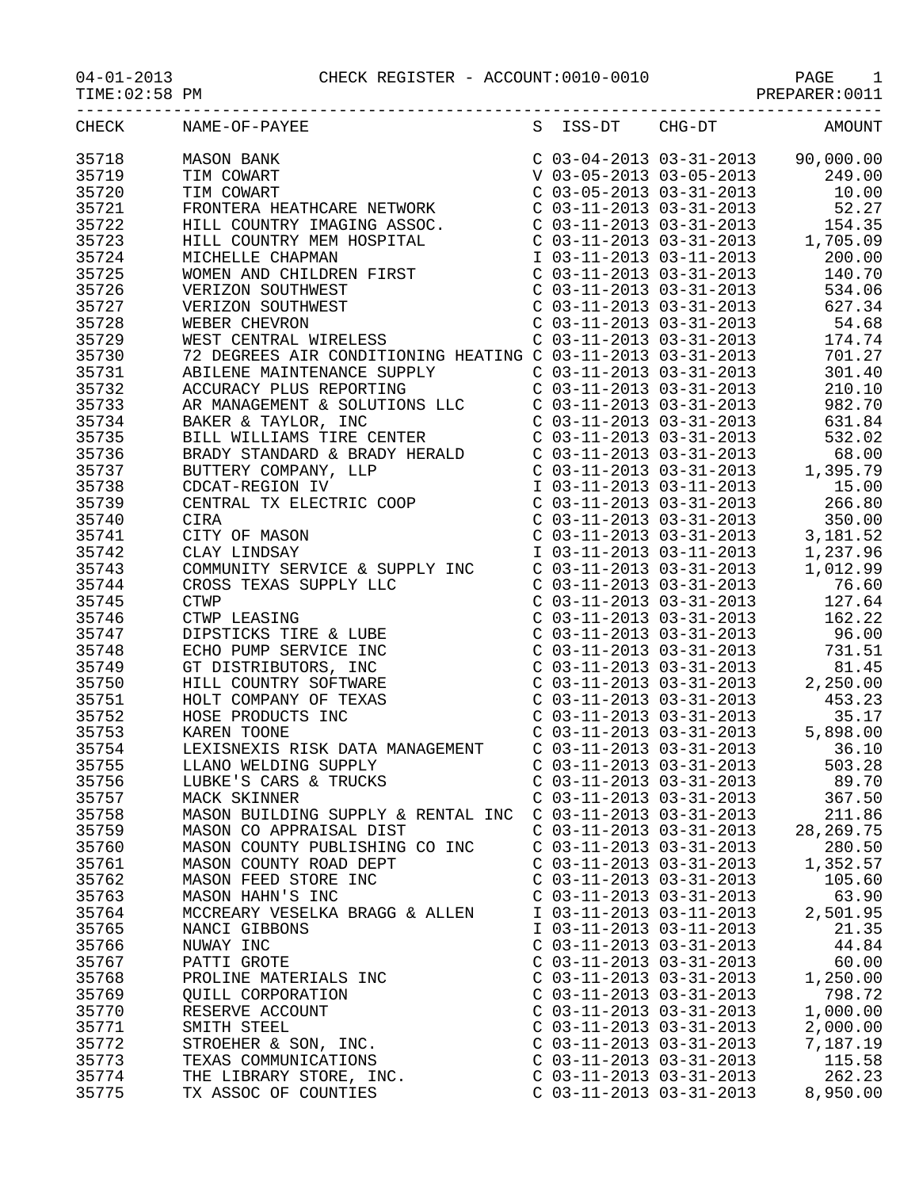04-01-2013 CHECK REGISTER - ACCOUNT:0010-0010

TIME:02:58 PM PREPARER:0011

| CHECK | NAME-OF-PAYEE | S | ISS-DT | CHG-DT | AMOUNT |
|---|---|---|---|---|---|
| 35718 | MASON BANK | C | 03-04-2013 | 03-31-2013 | 90,000.00 |
| 35719 | TIM COWART | V | 03-05-2013 | 03-05-2013 | 249.00 |
| 35720 | TIM COWART | C | 03-05-2013 | 03-31-2013 | 10.00 |
| 35721 | FRONTERA HEATHCARE NETWORK | C | 03-11-2013 | 03-31-2013 | 52.27 |
| 35722 | HILL COUNTRY IMAGING ASSOC. | C | 03-11-2013 | 03-31-2013 | 154.35 |
| 35723 | HILL COUNTRY MEM HOSPITAL | C | 03-11-2013 | 03-31-2013 | 1,705.09 |
| 35724 | MICHELLE CHAPMAN | I | 03-11-2013 | 03-11-2013 | 200.00 |
| 35725 | WOMEN AND CHILDREN FIRST | C | 03-11-2013 | 03-31-2013 | 140.70 |
| 35726 | VERIZON SOUTHWEST | C | 03-11-2013 | 03-31-2013 | 534.06 |
| 35727 | VERIZON SOUTHWEST | C | 03-11-2013 | 03-31-2013 | 627.34 |
| 35728 | WEBER CHEVRON | C | 03-11-2013 | 03-31-2013 | 54.68 |
| 35729 | WEST CENTRAL WIRELESS | C | 03-11-2013 | 03-31-2013 | 174.74 |
| 35730 | 72 DEGREES AIR CONDITIONING HEATING | C | 03-11-2013 | 03-31-2013 | 701.27 |
| 35731 | ABILENE MAINTENANCE SUPPLY | C | 03-11-2013 | 03-31-2013 | 301.40 |
| 35732 | ACCURACY PLUS REPORTING | C | 03-11-2013 | 03-31-2013 | 210.10 |
| 35733 | AR MANAGEMENT & SOLUTIONS LLC | C | 03-11-2013 | 03-31-2013 | 982.70 |
| 35734 | BAKER & TAYLOR, INC | C | 03-11-2013 | 03-31-2013 | 631.84 |
| 35735 | BILL WILLIAMS TIRE CENTER | C | 03-11-2013 | 03-31-2013 | 532.02 |
| 35736 | BRADY STANDARD & BRADY HERALD | C | 03-11-2013 | 03-31-2013 | 68.00 |
| 35737 | BUTTERY COMPANY, LLP | C | 03-11-2013 | 03-31-2013 | 1,395.79 |
| 35738 | CDCAT-REGION IV | I | 03-11-2013 | 03-11-2013 | 15.00 |
| 35739 | CENTRAL TX ELECTRIC COOP | C | 03-11-2013 | 03-31-2013 | 266.80 |
| 35740 | CIRA | C | 03-11-2013 | 03-31-2013 | 350.00 |
| 35741 | CITY OF MASON | C | 03-11-2013 | 03-31-2013 | 3,181.52 |
| 35742 | CLAY LINDSAY | I | 03-11-2013 | 03-11-2013 | 1,237.96 |
| 35743 | COMMUNITY SERVICE & SUPPLY INC | C | 03-11-2013 | 03-31-2013 | 1,012.99 |
| 35744 | CROSS TEXAS SUPPLY LLC | C | 03-11-2013 | 03-31-2013 | 76.60 |
| 35745 | CTWP | C | 03-11-2013 | 03-31-2013 | 127.64 |
| 35746 | CTWP LEASING | C | 03-11-2013 | 03-31-2013 | 162.22 |
| 35747 | DIPSTICKS TIRE & LUBE | C | 03-11-2013 | 03-31-2013 | 96.00 |
| 35748 | ECHO PUMP SERVICE INC | C | 03-11-2013 | 03-31-2013 | 731.51 |
| 35749 | GT DISTRIBUTORS, INC | C | 03-11-2013 | 03-31-2013 | 81.45 |
| 35750 | HILL COUNTRY SOFTWARE | C | 03-11-2013 | 03-31-2013 | 2,250.00 |
| 35751 | HOLT COMPANY OF TEXAS | C | 03-11-2013 | 03-31-2013 | 453.23 |
| 35752 | HOSE PRODUCTS INC | C | 03-11-2013 | 03-31-2013 | 35.17 |
| 35753 | KAREN TOONE | C | 03-11-2013 | 03-31-2013 | 5,898.00 |
| 35754 | LEXISNEXIS RISK DATA MANAGEMENT | C | 03-11-2013 | 03-31-2013 | 36.10 |
| 35755 | LLANO WELDING SUPPLY | C | 03-11-2013 | 03-31-2013 | 503.28 |
| 35756 | LUBKE'S CARS & TRUCKS | C | 03-11-2013 | 03-31-2013 | 89.70 |
| 35757 | MACK SKINNER | C | 03-11-2013 | 03-31-2013 | 367.50 |
| 35758 | MASON BUILDING SUPPLY & RENTAL INC | C | 03-11-2013 | 03-31-2013 | 211.86 |
| 35759 | MASON CO APPRAISAL DIST | C | 03-11-2013 | 03-31-2013 | 28,269.75 |
| 35760 | MASON COUNTY PUBLISHING CO INC | C | 03-11-2013 | 03-31-2013 | 280.50 |
| 35761 | MASON COUNTY ROAD DEPT | C | 03-11-2013 | 03-31-2013 | 1,352.57 |
| 35762 | MASON FEED STORE INC | C | 03-11-2013 | 03-31-2013 | 105.60 |
| 35763 | MASON HAHN'S INC | C | 03-11-2013 | 03-31-2013 | 63.90 |
| 35764 | MCCREARY VESELKA BRAGG & ALLEN | I | 03-11-2013 | 03-11-2013 | 2,501.95 |
| 35765 | NANCI GIBBONS | I | 03-11-2013 | 03-11-2013 | 21.35 |
| 35766 | NUWAY INC | C | 03-11-2013 | 03-31-2013 | 44.84 |
| 35767 | PATTI GROTE | C | 03-11-2013 | 03-31-2013 | 60.00 |
| 35768 | PROLINE MATERIALS INC | C | 03-11-2013 | 03-31-2013 | 1,250.00 |
| 35769 | QUILL CORPORATION | C | 03-11-2013 | 03-31-2013 | 798.72 |
| 35770 | RESERVE ACCOUNT | C | 03-11-2013 | 03-31-2013 | 1,000.00 |
| 35771 | SMITH STEEL | C | 03-11-2013 | 03-31-2013 | 2,000.00 |
| 35772 | STROEHER & SON, INC. | C | 03-11-2013 | 03-31-2013 | 7,187.19 |
| 35773 | TEXAS COMMUNICATIONS | C | 03-11-2013 | 03-31-2013 | 115.58 |
| 35774 | THE LIBRARY STORE, INC. | C | 03-11-2013 | 03-31-2013 | 262.23 |
| 35775 | TX ASSOC OF COUNTIES | C | 03-11-2013 | 03-31-2013 | 8,950.00 |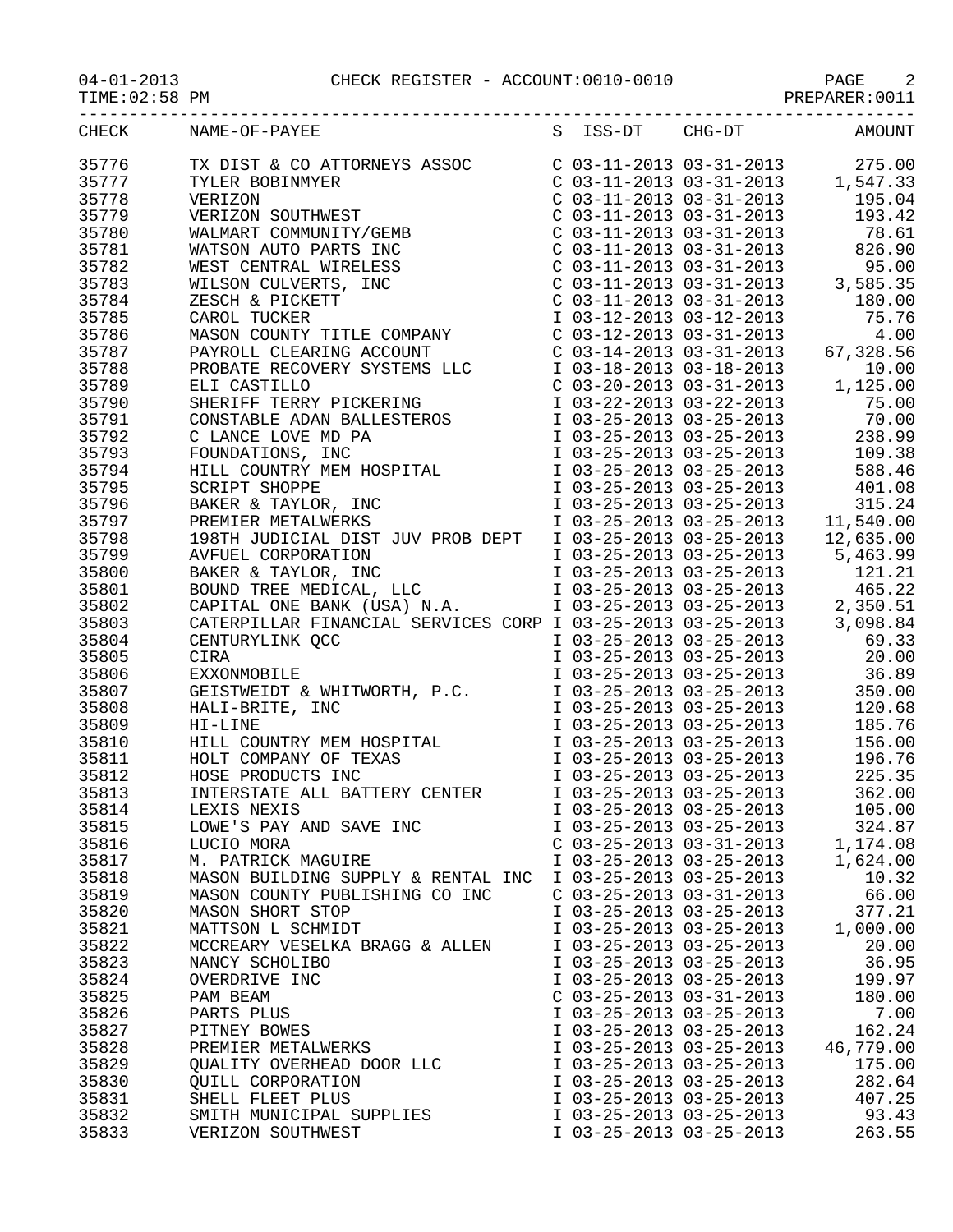04-01-2013 CHECK REGISTER - ACCOUNT:0010-0010

TIME:02:58 PM PREPARER:0011

| CHECK | NAME-OF-PAYEE | S | ISS-DT | CHG-DT | AMOUNT |
|---|---|---|---|---|---|
| 35776 | TX DIST & CO ATTORNEYS ASSOC | C | 03-11-2013 | 03-31-2013 | 275.00 |
| 35777 | TYLER BOBINMYER | C | 03-11-2013 | 03-31-2013 | 1,547.33 |
| 35778 | VERIZON | C | 03-11-2013 | 03-31-2013 | 195.04 |
| 35779 | VERIZON SOUTHWEST | C | 03-11-2013 | 03-31-2013 | 193.42 |
| 35780 | WALMART COMMUNITY/GEMB | C | 03-11-2013 | 03-31-2013 | 78.61 |
| 35781 | WATSON AUTO PARTS INC | C | 03-11-2013 | 03-31-2013 | 826.90 |
| 35782 | WEST CENTRAL WIRELESS | C | 03-11-2013 | 03-31-2013 | 95.00 |
| 35783 | WILSON CULVERTS, INC | C | 03-11-2013 | 03-31-2013 | 3,585.35 |
| 35784 | ZESCH & PICKETT | C | 03-11-2013 | 03-31-2013 | 180.00 |
| 35785 | CAROL TUCKER | I | 03-12-2013 | 03-12-2013 | 75.76 |
| 35786 | MASON COUNTY TITLE COMPANY | C | 03-12-2013 | 03-31-2013 | 4.00 |
| 35787 | PAYROLL CLEARING ACCOUNT | C | 03-14-2013 | 03-31-2013 | 67,328.56 |
| 35788 | PROBATE RECOVERY SYSTEMS LLC | I | 03-18-2013 | 03-18-2013 | 10.00 |
| 35789 | ELI CASTILLO | C | 03-20-2013 | 03-31-2013 | 1,125.00 |
| 35790 | SHERIFF TERRY PICKERING | I | 03-22-2013 | 03-22-2013 | 75.00 |
| 35791 | CONSTABLE ADAN BALLESTEROS | I | 03-25-2013 | 03-25-2013 | 70.00 |
| 35792 | C LANCE LOVE MD PA | I | 03-25-2013 | 03-25-2013 | 238.99 |
| 35793 | FOUNDATIONS, INC | I | 03-25-2013 | 03-25-2013 | 109.38 |
| 35794 | HILL COUNTRY MEM HOSPITAL | I | 03-25-2013 | 03-25-2013 | 588.46 |
| 35795 | SCRIPT SHOPPE | I | 03-25-2013 | 03-25-2013 | 401.08 |
| 35796 | BAKER & TAYLOR, INC | I | 03-25-2013 | 03-25-2013 | 315.24 |
| 35797 | PREMIER METALWERKS | I | 03-25-2013 | 03-25-2013 | 11,540.00 |
| 35798 | 198TH JUDICIAL DIST JUV PROB DEPT | I | 03-25-2013 | 03-25-2013 | 12,635.00 |
| 35799 | AVFUEL CORPORATION | I | 03-25-2013 | 03-25-2013 | 5,463.99 |
| 35800 | BAKER & TAYLOR, INC | I | 03-25-2013 | 03-25-2013 | 121.21 |
| 35801 | BOUND TREE MEDICAL, LLC | I | 03-25-2013 | 03-25-2013 | 465.22 |
| 35802 | CAPITAL ONE BANK (USA) N.A. | I | 03-25-2013 | 03-25-2013 | 2,350.51 |
| 35803 | CATERPILLAR FINANCIAL SERVICES CORP | I | 03-25-2013 | 03-25-2013 | 3,098.84 |
| 35804 | CENTURYLINK QCC | I | 03-25-2013 | 03-25-2013 | 69.33 |
| 35805 | CIRA | I | 03-25-2013 | 03-25-2013 | 20.00 |
| 35806 | EXXONMOBILE | I | 03-25-2013 | 03-25-2013 | 36.89 |
| 35807 | GEISTWEIDT & WHITWORTH, P.C. | I | 03-25-2013 | 03-25-2013 | 350.00 |
| 35808 | HALI-BRITE, INC | I | 03-25-2013 | 03-25-2013 | 120.68 |
| 35809 | HI-LINE | I | 03-25-2013 | 03-25-2013 | 185.76 |
| 35810 | HILL COUNTRY MEM HOSPITAL | I | 03-25-2013 | 03-25-2013 | 156.00 |
| 35811 | HOLT COMPANY OF TEXAS | I | 03-25-2013 | 03-25-2013 | 196.76 |
| 35812 | HOSE PRODUCTS INC | I | 03-25-2013 | 03-25-2013 | 225.35 |
| 35813 | INTERSTATE ALL BATTERY CENTER | I | 03-25-2013 | 03-25-2013 | 362.00 |
| 35814 | LEXIS NEXIS | I | 03-25-2013 | 03-25-2013 | 105.00 |
| 35815 | LOWE'S PAY AND SAVE INC | I | 03-25-2013 | 03-25-2013 | 324.87 |
| 35816 | LUCIO MORA | C | 03-25-2013 | 03-31-2013 | 1,174.08 |
| 35817 | M. PATRICK MAGUIRE | I | 03-25-2013 | 03-25-2013 | 1,624.00 |
| 35818 | MASON BUILDING SUPPLY & RENTAL INC | I | 03-25-2013 | 03-25-2013 | 10.32 |
| 35819 | MASON COUNTY PUBLISHING CO INC | C | 03-25-2013 | 03-31-2013 | 66.00 |
| 35820 | MASON SHORT STOP | I | 03-25-2013 | 03-25-2013 | 377.21 |
| 35821 | MATTSON L SCHMIDT | I | 03-25-2013 | 03-25-2013 | 1,000.00 |
| 35822 | MCCREARY VESELKA BRAGG & ALLEN | I | 03-25-2013 | 03-25-2013 | 20.00 |
| 35823 | NANCY SCHOLIBO | I | 03-25-2013 | 03-25-2013 | 36.95 |
| 35824 | OVERDRIVE INC | I | 03-25-2013 | 03-25-2013 | 199.97 |
| 35825 | PAM BEAM | C | 03-25-2013 | 03-31-2013 | 180.00 |
| 35826 | PARTS PLUS | I | 03-25-2013 | 03-25-2013 | 7.00 |
| 35827 | PITNEY BOWES | I | 03-25-2013 | 03-25-2013 | 162.24 |
| 35828 | PREMIER METALWERKS | I | 03-25-2013 | 03-25-2013 | 46,779.00 |
| 35829 | QUALITY OVERHEAD DOOR LLC | I | 03-25-2013 | 03-25-2013 | 175.00 |
| 35830 | QUILL CORPORATION | I | 03-25-2013 | 03-25-2013 | 282.64 |
| 35831 | SHELL FLEET PLUS | I | 03-25-2013 | 03-25-2013 | 407.25 |
| 35832 | SMITH MUNICIPAL SUPPLIES | I | 03-25-2013 | 03-25-2013 | 93.43 |
| 35833 | VERIZON SOUTHWEST | I | 03-25-2013 | 03-25-2013 | 263.55 |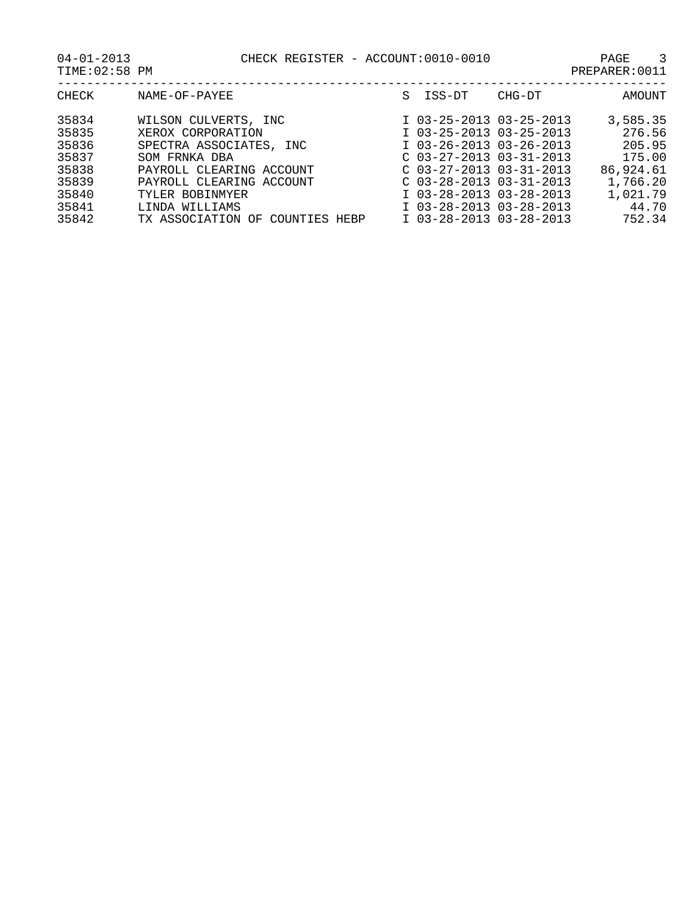04-01-2013 CHECK REGISTER - ACCOUNT:0010-0010

TIME:02:58 PM PREPARER:0011

| CHECK | NAME-OF-PAYEE | S | ISS-DT | CHG-DT | AMOUNT |
|---|---|---|---|---|---|
| 35834 | WILSON CULVERTS, INC | I | 03-25-2013 | 03-25-2013 | 3,585.35 |
| 35835 | XEROX CORPORATION | I | 03-25-2013 | 03-25-2013 | 276.56 |
| 35836 | SPECTRA ASSOCIATES, INC | I | 03-26-2013 | 03-26-2013 | 205.95 |
| 35837 | SOM FRNKA DBA | C | 03-27-2013 | 03-31-2013 | 175.00 |
| 35838 | PAYROLL CLEARING ACCOUNT | C | 03-27-2013 | 03-31-2013 | 86,924.61 |
| 35839 | PAYROLL CLEARING ACCOUNT | C | 03-28-2013 | 03-31-2013 | 1,766.20 |
| 35840 | TYLER BOBINMYER | I | 03-28-2013 | 03-28-2013 | 1,021.79 |
| 35841 | LINDA WILLIAMS | I | 03-28-2013 | 03-28-2013 | 44.70 |
| 35842 | TX ASSOCIATION OF COUNTIES HEBP | I | 03-28-2013 | 03-28-2013 | 752.34 |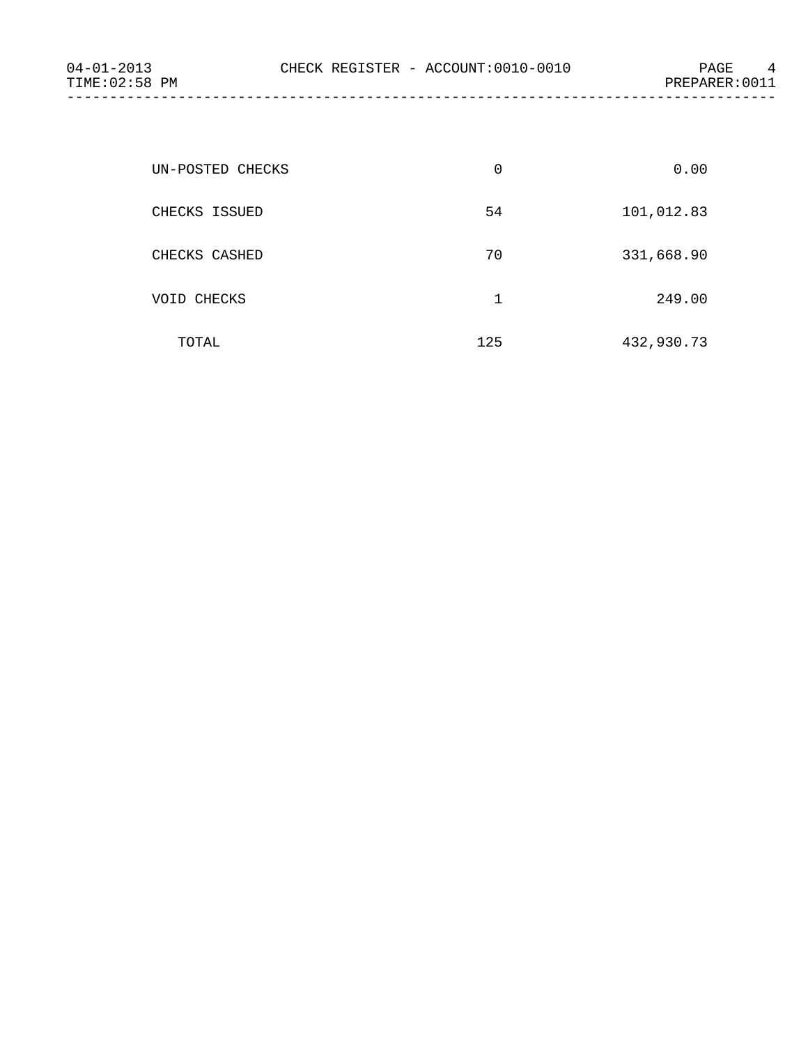| | | |
|---|---|---|
| UN-POSTED CHECKS | 0 | 0.00 |
| CHECKS ISSUED | 54 | 101,012.83 |
| CHECKS CASHED | 70 | 331,668.90 |
| VOID CHECKS | 1 | 249.00 |
| TOTAL | 125 | 432,930.73 |